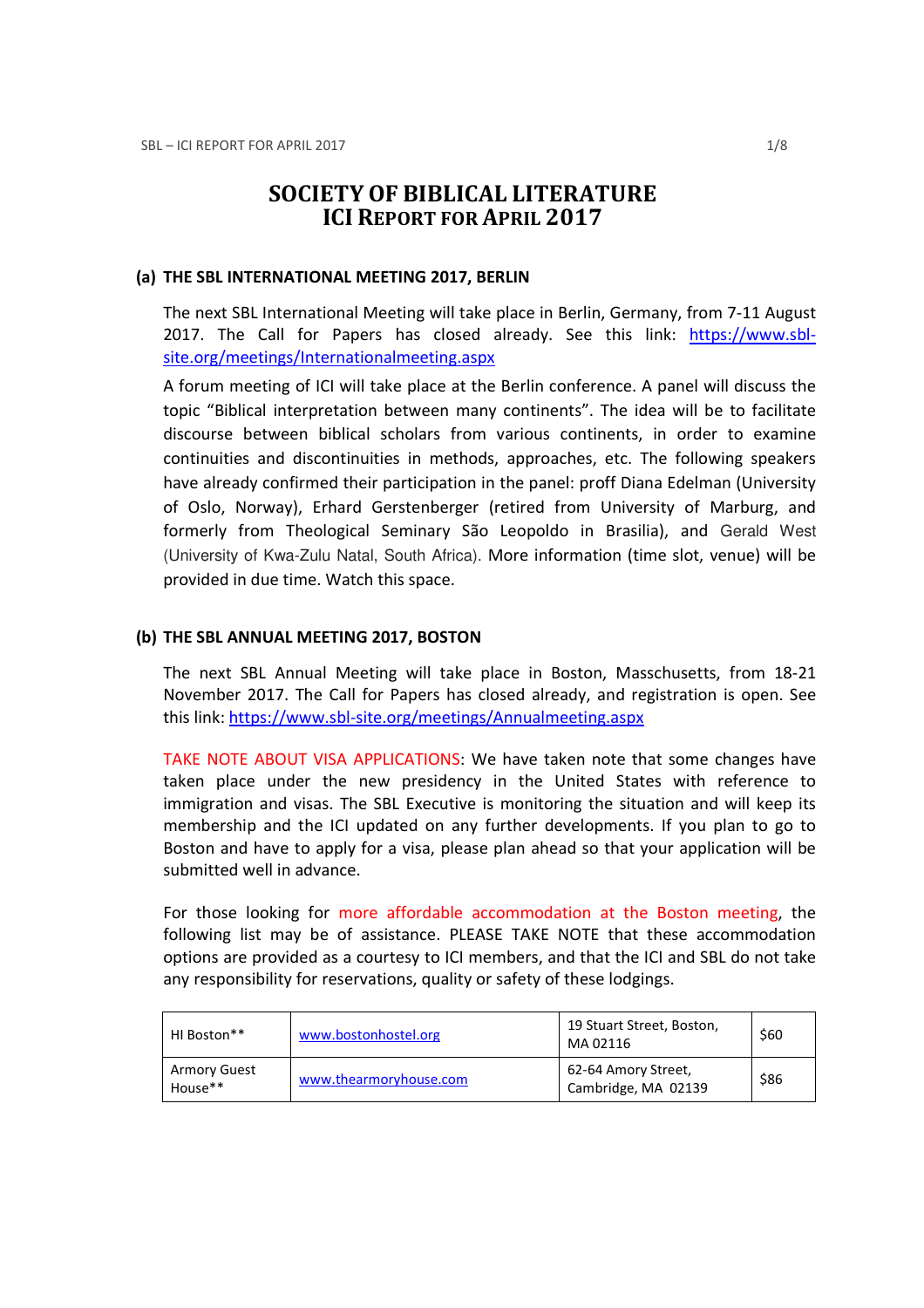# SOCIETY OF BIBLICAL LITERATURE
# ICI REPORT FOR APRIL 2017

## (a) THE SBL INTERNATIONAL MEETING 2017, BERLIN

The next SBL International Meeting will take place in Berlin, Germany, from 7-11 August 2017. The Call for Papers has closed already. See this link: https://www.sbl-site.org/meetings/Internationalmeeting.aspx

A forum meeting of ICI will take place at the Berlin conference. A panel will discuss the topic "Biblical interpretation between many continents". The idea will be to facilitate discourse between biblical scholars from various continents, in order to examine continuities and discontinuities in methods, approaches, etc. The following speakers have already confirmed their participation in the panel: proff Diana Edelman (University of Oslo, Norway), Erhard Gerstenberger (retired from University of Marburg, and formerly from Theological Seminary São Leopoldo in Brasilia), and Gerald West (University of Kwa-Zulu Natal, South Africa). More information (time slot, venue) will be provided in due time. Watch this space.

## (b) THE SBL ANNUAL MEETING 2017, BOSTON

The next SBL Annual Meeting will take place in Boston, Masschusetts, from 18-21 November 2017. The Call for Papers has closed already, and registration is open. See this link: https://www.sbl-site.org/meetings/Annualmeeting.aspx

TAKE NOTE ABOUT VISA APPLICATIONS: We have taken note that some changes have taken place under the new presidency in the United States with reference to immigration and visas. The SBL Executive is monitoring the situation and will keep its membership and the ICI updated on any further developments. If you plan to go to Boston and have to apply for a visa, please plan ahead so that your application will be submitted well in advance.

For those looking for more affordable accommodation at the Boston meeting, the following list may be of assistance. PLEASE TAKE NOTE that these accommodation options are provided as a courtesy to ICI members, and that the ICI and SBL do not take any responsibility for reservations, quality or safety of these lodgings.

| | | | |
|---|---|---|---|
| HI Boston** | www.bostonhostel.org | 19 Stuart Street, Boston, MA 02116 | $60 |
| Armory Guest House** | www.thearmoryhouse.com | 62-64 Amory Street, Cambridge, MA 02139 | $86 |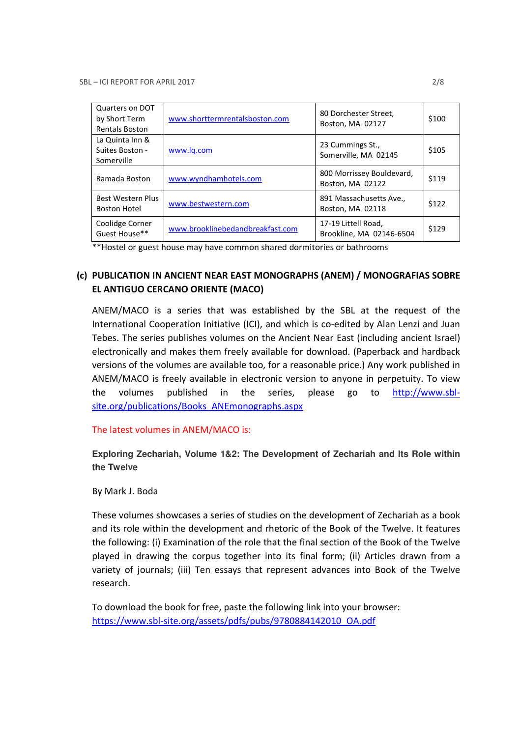| Quarters on DOT by Short Term Rentals Boston | www.shorttermrentalsboston.com | 80 Dorchester Street, Boston, MA 02127 | $100 |
|---|---|---|---|
| La Quinta Inn & Suites Boston - Somerville | www.lq.com | 23 Cummings St., Somerville, MA 02145 | $105 |
| Ramada Boston | www.wyndhamhotels.com | 800 Morrissey Bouldevard, Boston, MA 02122 | $119 |
| Best Western Plus Boston Hotel | www.bestwestern.com | 891 Massachusetts Ave., Boston, MA 02118 | $122 |
| Coolidge Corner Guest House** | www.brooklinebedandbreakfast.com | 17-19 Littell Road, Brookline, MA 02146-6504 | $129 |

**Hostel or guest house may have common shared dormitories or bathrooms

### (c) PUBLICATION IN ANCIENT NEAR EAST MONOGRAPHS (ANEM) / MONOGRAFIAS SOBRE EL ANTIGUO CERCANO ORIENTE (MACO)

ANEM/MACO is a series that was established by the SBL at the request of the International Cooperation Initiative (ICI), and which is co-edited by Alan Lenzi and Juan Tebes. The series publishes volumes on the Ancient Near East (including ancient Israel) electronically and makes them freely available for download. (Paperback and hardback versions of the volumes are available too, for a reasonable price.) Any work published in ANEM/MACO is freely available in electronic version to anyone in perpetuity. To view the volumes published in the series, please go to http://www.sbl-site.org/publications/Books_ANEmonographs.aspx

The latest volumes in ANEM/MACO is:

**Exploring Zechariah, Volume 1&2: The Development of Zechariah and Its Role within the Twelve**

By Mark J. Boda

These volumes showcases a series of studies on the development of Zechariah as a book and its role within the development and rhetoric of the Book of the Twelve. It features the following: (i) Examination of the role that the final section of the Book of the Twelve played in drawing the corpus together into its final form; (ii) Articles drawn from a variety of journals; (iii) Ten essays that represent advances into Book of the Twelve research.

To download the book for free, paste the following link into your browser: https://www.sbl-site.org/assets/pdfs/pubs/9780884142010_OA.pdf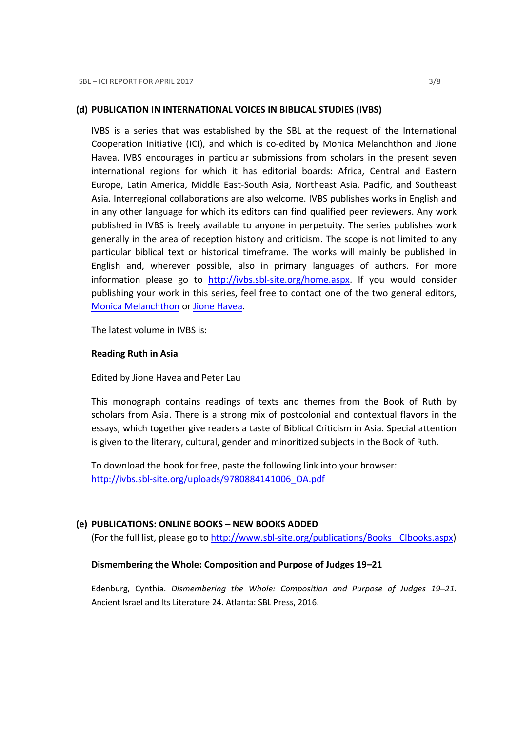### (d) PUBLICATION IN INTERNATIONAL VOICES IN BIBLICAL STUDIES (IVBS)

IVBS is a series that was established by the SBL at the request of the International Cooperation Initiative (ICI), and which is co-edited by Monica Melanchthon and Jione Havea. IVBS encourages in particular submissions from scholars in the present seven international regions for which it has editorial boards: Africa, Central and Eastern Europe, Latin America, Middle East-South Asia, Northeast Asia, Pacific, and Southeast Asia. Interregional collaborations are also welcome. IVBS publishes works in English and in any other language for which its editors can find qualified peer reviewers. Any work published in IVBS is freely available to anyone in perpetuity. The series publishes work generally in the area of reception history and criticism. The scope is not limited to any particular biblical text or historical timeframe. The works will mainly be published in English and, wherever possible, also in primary languages of authors. For more information please go to http://ivbs.sbl-site.org/home.aspx. If you would consider publishing your work in this series, feel free to contact one of the two general editors, Monica Melanchthon or Jione Havea.

The latest volume in IVBS is:

**Reading Ruth in Asia**

Edited by Jione Havea and Peter Lau

This monograph contains readings of texts and themes from the Book of Ruth by scholars from Asia. There is a strong mix of postcolonial and contextual flavors in the essays, which together give readers a taste of Biblical Criticism in Asia. Special attention is given to the literary, cultural, gender and minoritized subjects in the Book of Ruth.

To download the book for free, paste the following link into your browser:
http://ivbs.sbl-site.org/uploads/9780884141006_OA.pdf

### (e) PUBLICATIONS: ONLINE BOOKS – NEW BOOKS ADDED

(For the full list, please go to http://www.sbl-site.org/publications/Books_ICIbooks.aspx)

**Dismembering the Whole: Composition and Purpose of Judges 19–21**

Edenburg, Cynthia. *Dismembering the Whole: Composition and Purpose of Judges 19–21*. Ancient Israel and Its Literature 24. Atlanta: SBL Press, 2016.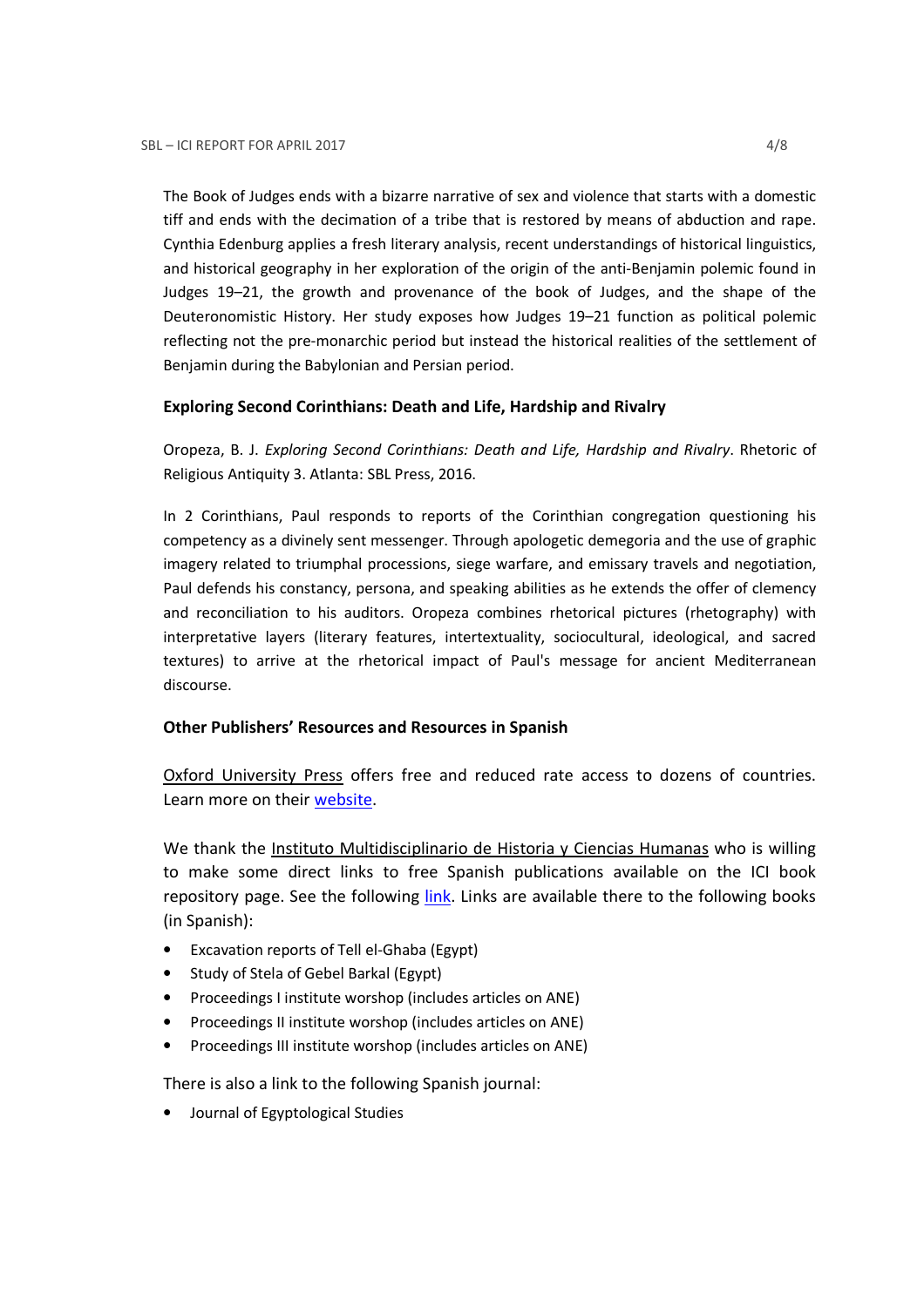The Book of Judges ends with a bizarre narrative of sex and violence that starts with a domestic tiff and ends with the decimation of a tribe that is restored by means of abduction and rape. Cynthia Edenburg applies a fresh literary analysis, recent understandings of historical linguistics, and historical geography in her exploration of the origin of the anti-Benjamin polemic found in Judges 19–21, the growth and provenance of the book of Judges, and the shape of the Deuteronomistic History. Her study exposes how Judges 19–21 function as political polemic reflecting not the pre-monarchic period but instead the historical realities of the settlement of Benjamin during the Babylonian and Persian period.

### Exploring Second Corinthians: Death and Life, Hardship and Rivalry

Oropeza, B. J. *Exploring Second Corinthians: Death and Life, Hardship and Rivalry*. Rhetoric of Religious Antiquity 3. Atlanta: SBL Press, 2016.

In 2 Corinthians, Paul responds to reports of the Corinthian congregation questioning his competency as a divinely sent messenger. Through apologetic demegoria and the use of graphic imagery related to triumphal processions, siege warfare, and emissary travels and negotiation, Paul defends his constancy, persona, and speaking abilities as he extends the offer of clemency and reconciliation to his auditors. Oropeza combines rhetorical pictures (rhetography) with interpretative layers (literary features, intertextuality, sociocultural, ideological, and sacred textures) to arrive at the rhetorical impact of Paul's message for ancient Mediterranean discourse.

### Other Publishers' Resources and Resources in Spanish

Oxford University Press offers free and reduced rate access to dozens of countries. Learn more on their website.

We thank the Instituto Multidisciplinario de Historia y Ciencias Humanas who is willing to make some direct links to free Spanish publications available on the ICI book repository page. See the following link. Links are available there to the following books (in Spanish):

- Excavation reports of Tell el-Ghaba (Egypt)
- Study of Stela of Gebel Barkal (Egypt)
- Proceedings I institute worshop (includes articles on ANE)
- Proceedings II institute worshop (includes articles on ANE)
- Proceedings III institute worshop (includes articles on ANE)

There is also a link to the following Spanish journal:

- Journal of Egyptological Studies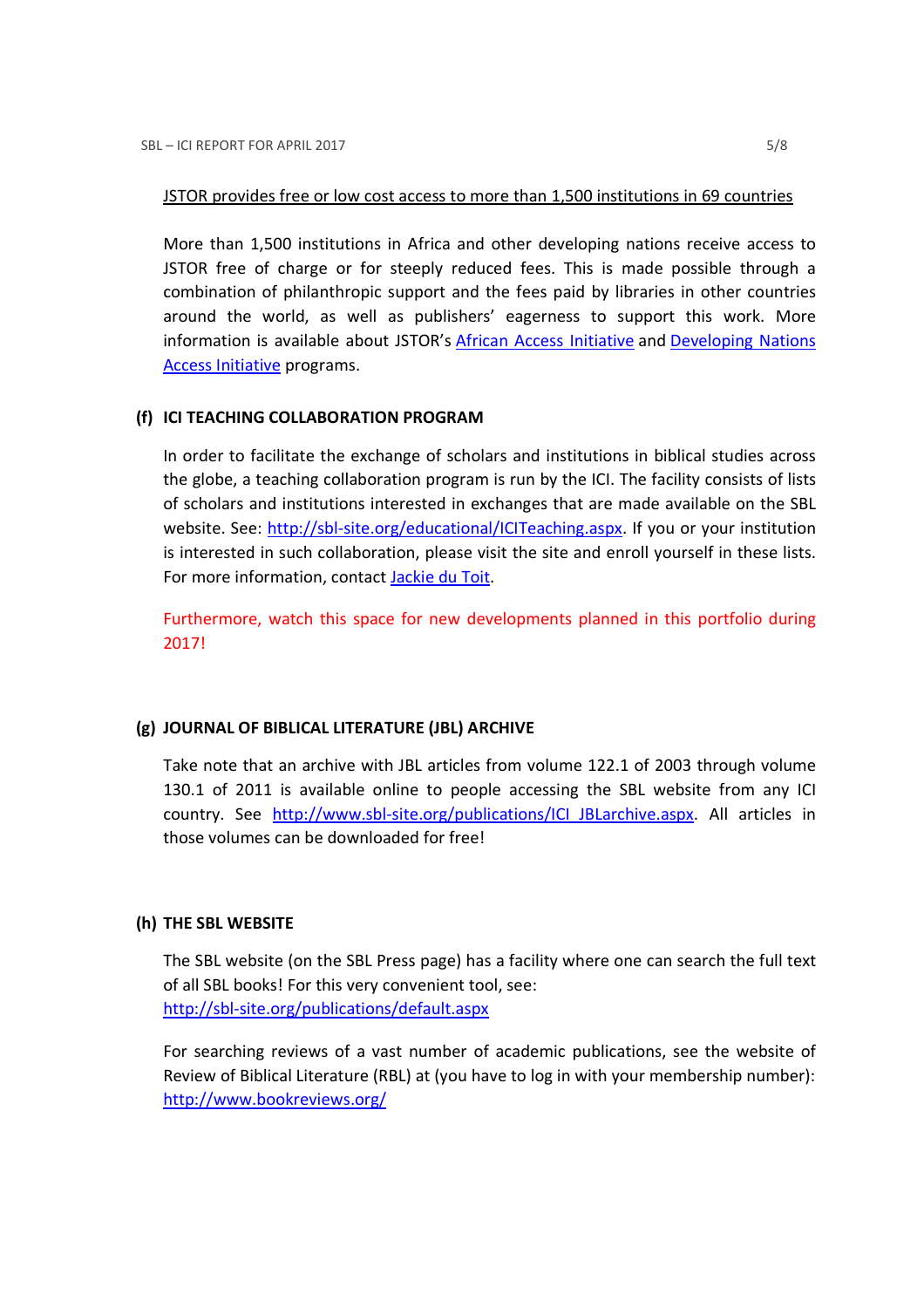<u>JSTOR provides free or low cost access to more than 1,500 institutions in 69 countries</u>

More than 1,500 institutions in Africa and other developing nations receive access to JSTOR free of charge or for steeply reduced fees. This is made possible through a combination of philanthropic support and the fees paid by libraries in other countries around the world, as well as publishers' eagerness to support this work. More information is available about JSTOR's African Access Initiative and Developing Nations Access Initiative programs.

### (f) ICI TEACHING COLLABORATION PROGRAM

In order to facilitate the exchange of scholars and institutions in biblical studies across the globe, a teaching collaboration program is run by the ICI. The facility consists of lists of scholars and institutions interested in exchanges that are made available on the SBL website. See: http://sbl-site.org/educational/ICITeaching.aspx. If you or your institution is interested in such collaboration, please visit the site and enroll yourself in these lists. For more information, contact Jackie du Toit.

Furthermore, watch this space for new developments planned in this portfolio during 2017!

### (g) JOURNAL OF BIBLICAL LITERATURE (JBL) ARCHIVE

Take note that an archive with JBL articles from volume 122.1 of 2003 through volume 130.1 of 2011 is available online to people accessing the SBL website from any ICI country. See http://www.sbl-site.org/publications/ICI_JBLarchive.aspx. All articles in those volumes can be downloaded for free!

### (h) THE SBL WEBSITE

The SBL website (on the SBL Press page) has a facility where one can search the full text of all SBL books! For this very convenient tool, see:
http://sbl-site.org/publications/default.aspx

For searching reviews of a vast number of academic publications, see the website of Review of Biblical Literature (RBL) at (you have to log in with your membership number):
http://www.bookreviews.org/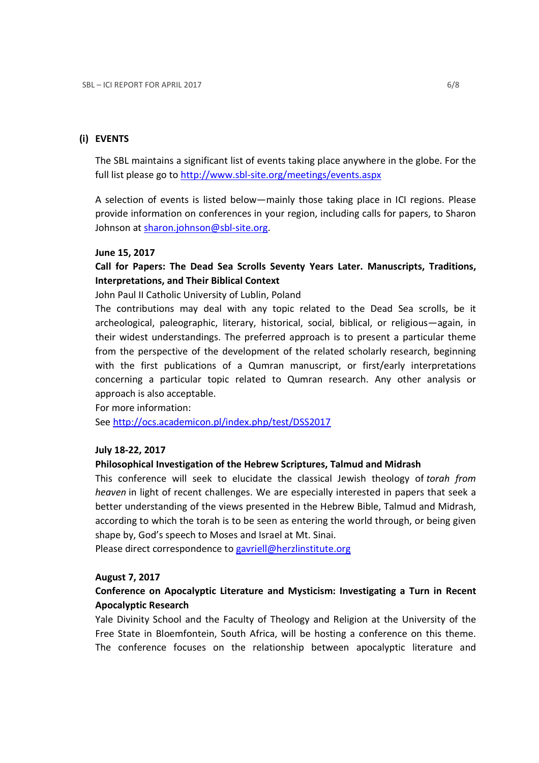## (i) EVENTS

The SBL maintains a significant list of events taking place anywhere in the globe. For the full list please go to http://www.sbl-site.org/meetings/events.aspx

A selection of events is listed below—mainly those taking place in ICI regions. Please provide information on conferences in your region, including calls for papers, to Sharon Johnson at sharon.johnson@sbl-site.org.

**June 15, 2017**

**Call for Papers: The Dead Sea Scrolls Seventy Years Later. Manuscripts, Traditions, Interpretations, and Their Biblical Context**

John Paul II Catholic University of Lublin, Poland

The contributions may deal with any topic related to the Dead Sea scrolls, be it archeological, paleographic, literary, historical, social, biblical, or religious—again, in their widest understandings. The preferred approach is to present a particular theme from the perspective of the development of the related scholarly research, beginning with the first publications of a Qumran manuscript, or first/early interpretations concerning a particular topic related to Qumran research. Any other analysis or approach is also acceptable.

For more information:

See http://ocs.academicon.pl/index.php/test/DSS2017

**July 18-22, 2017**

**Philosophical Investigation of the Hebrew Scriptures, Talmud and Midrash**

This conference will seek to elucidate the classical Jewish theology of *torah from heaven* in light of recent challenges. We are especially interested in papers that seek a better understanding of the views presented in the Hebrew Bible, Talmud and Midrash, according to which the torah is to be seen as entering the world through, or being given shape by, God's speech to Moses and Israel at Mt. Sinai.

Please direct correspondence to gavriell@herzlinstitute.org

**August 7, 2017**

**Conference on Apocalyptic Literature and Mysticism: Investigating a Turn in Recent Apocalyptic Research**

Yale Divinity School and the Faculty of Theology and Religion at the University of the Free State in Bloemfontein, South Africa, will be hosting a conference on this theme. The conference focuses on the relationship between apocalyptic literature and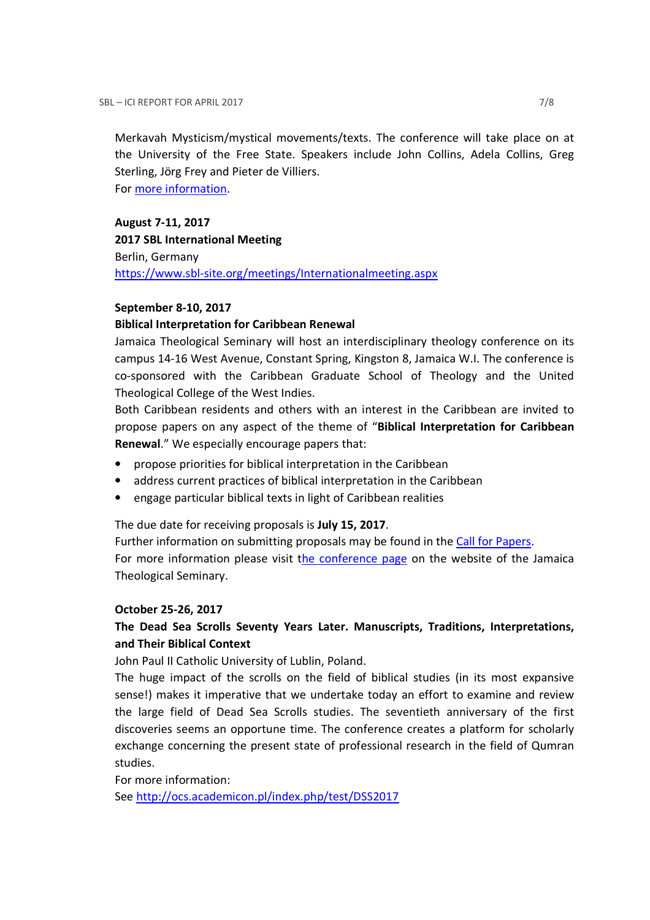Merkavah Mysticism/mystical movements/texts. The conference will take place on at the University of the Free State. Speakers include John Collins, Adela Collins, Greg Sterling, Jörg Frey and Pieter de Villiers.
For more information.

**August 7-11, 2017**
**2017 SBL International Meeting**
Berlin, Germany
https://www.sbl-site.org/meetings/Internationalmeeting.aspx

**September 8-10, 2017**
**Biblical Interpretation for Caribbean Renewal**
Jamaica Theological Seminary will host an interdisciplinary theology conference on its campus 14-16 West Avenue, Constant Spring, Kingston 8, Jamaica W.I. The conference is co-sponsored with the Caribbean Graduate School of Theology and the United Theological College of the West Indies.
Both Caribbean residents and others with an interest in the Caribbean are invited to propose papers on any aspect of the theme of "**Biblical Interpretation for Caribbean Renewal**." We especially encourage papers that:

- propose priorities for biblical interpretation in the Caribbean
- address current practices of biblical interpretation in the Caribbean
- engage particular biblical texts in light of Caribbean realities

The due date for receiving proposals is **July 15, 2017**.
Further information on submitting proposals may be found in the Call for Papers.
For more information please visit the conference page on the website of the Jamaica Theological Seminary.

**October 25-26, 2017**
**The Dead Sea Scrolls Seventy Years Later. Manuscripts, Traditions, Interpretations, and Their Biblical Context**
John Paul II Catholic University of Lublin, Poland.
The huge impact of the scrolls on the field of biblical studies (in its most expansive sense!) makes it imperative that we undertake today an effort to examine and review the large field of Dead Sea Scrolls studies. The seventieth anniversary of the first discoveries seems an opportune time. The conference creates a platform for scholarly exchange concerning the present state of professional research in the field of Qumran studies.
For more information:
See http://ocs.academicon.pl/index.php/test/DSS2017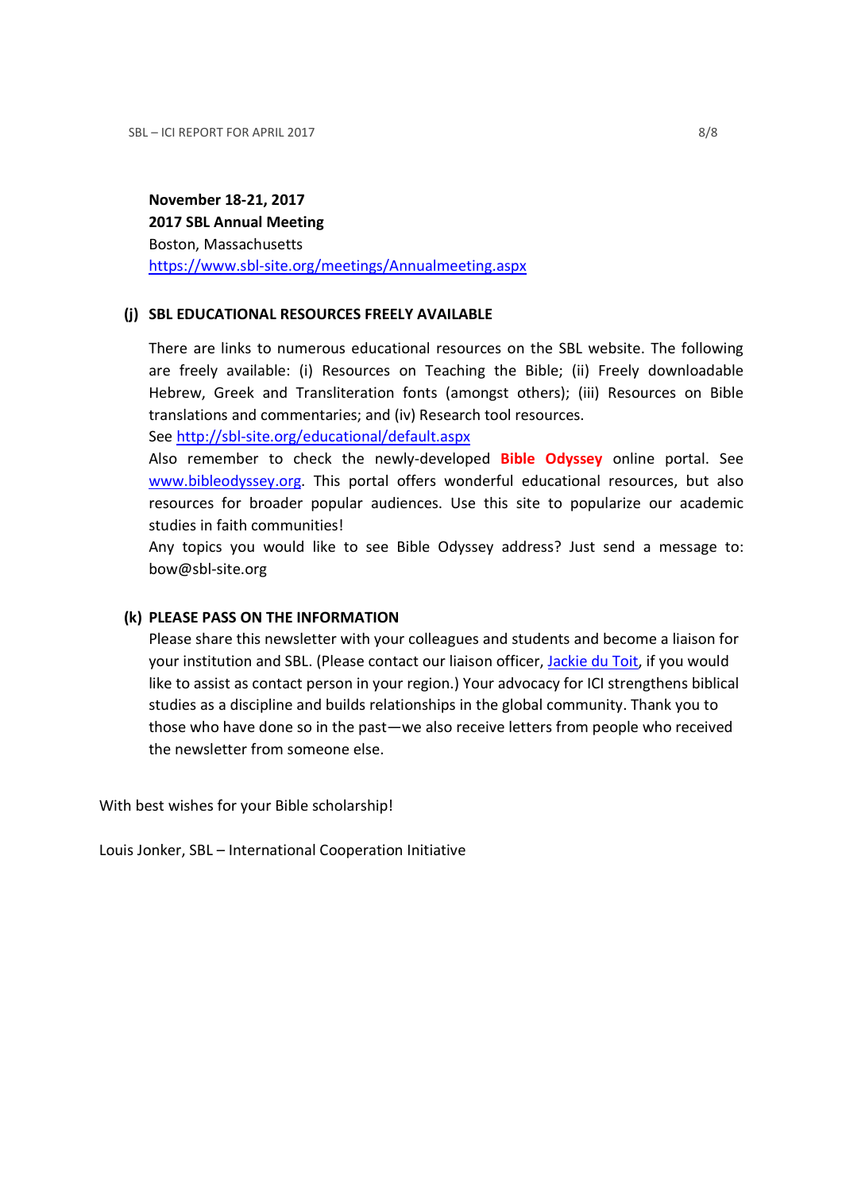**November 18-21, 2017**
**2017 SBL Annual Meeting**
Boston, Massachusetts
[https://www.sbl-site.org/meetings/Annualmeeting.aspx](https://www.sbl-site.org/meetings/Annualmeeting.aspx)

### (j) SBL EDUCATIONAL RESOURCES FREELY AVAILABLE

There are links to numerous educational resources on the SBL website. The following are freely available: (i) Resources on Teaching the Bible; (ii) Freely downloadable Hebrew, Greek and Transliteration fonts (amongst others); (iii) Resources on Bible translations and commentaries; and (iv) Research tool resources.
See [http://sbl-site.org/educational/default.aspx](http://sbl-site.org/educational/default.aspx)
Also remember to check the newly-developed **Bible Odyssey** online portal. See [www.bibleodyssey.org](www.bibleodyssey.org). This portal offers wonderful educational resources, but also resources for broader popular audiences. Use this site to popularize our academic studies in faith communities!
Any topics you would like to see Bible Odyssey address? Just send a message to: bow@sbl-site.org

### (k) PLEASE PASS ON THE INFORMATION

Please share this newsletter with your colleagues and students and become a liaison for your institution and SBL. (Please contact our liaison officer, Jackie du Toit, if you would like to assist as contact person in your region.) Your advocacy for ICI strengthens biblical studies as a discipline and builds relationships in the global community. Thank you to those who have done so in the past—we also receive letters from people who received the newsletter from someone else.

With best wishes for your Bible scholarship!

Louis Jonker, SBL – International Cooperation Initiative